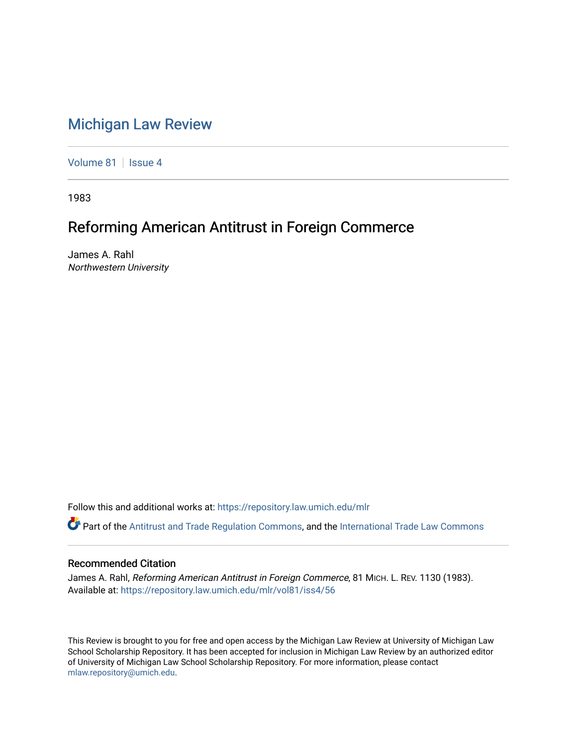# Michigan Law Review

Volume 81 | Issue 4

1983

## Reforming American Antitrust in Foreign Commerce

James A. Rahl
*Northwestern University*

Follow this and additional works at: https://repository.law.umich.edu/mlr

Part of the Antitrust and Trade Regulation Commons, and the International Trade Law Commons

### Recommended Citation

James A. Rahl, *Reforming American Antitrust in Foreign Commerce*, 81 MICH. L. REV. 1130 (1983).
Available at: https://repository.law.umich.edu/mlr/vol81/iss4/56

This Review is brought to you for free and open access by the Michigan Law Review at University of Michigan Law School Scholarship Repository. It has been accepted for inclusion in Michigan Law Review by an authorized editor of University of Michigan Law School Scholarship Repository. For more information, please contact mlaw.repository@umich.edu.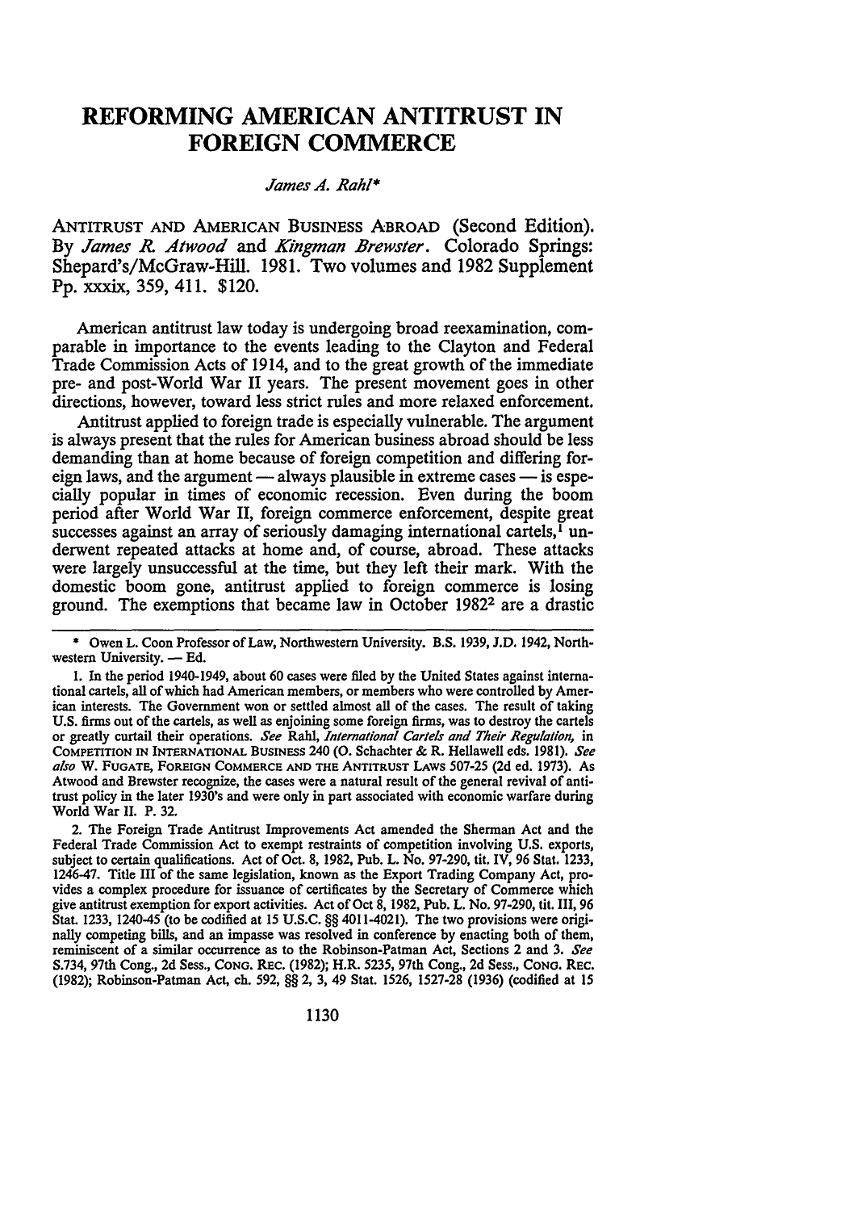# REFORMING AMERICAN ANTITRUST IN FOREIGN COMMERCE

*James A. Rahl\**

ANTITRUST AND AMERICAN BUSINESS ABROAD (Second Edition). By *James R. Atwood* and *Kingman Brewster*. Colorado Springs: Shepard's/McGraw-Hill. 1981. Two volumes and 1982 Supplement Pp. xxxix, 359, 411. $120.

American antitrust law today is undergoing broad reexamination, comparable in importance to the events leading to the Clayton and Federal Trade Commission Acts of 1914, and to the great growth of the immediate pre- and post-World War II years. The present movement goes in other directions, however, toward less strict rules and more relaxed enforcement.

Antitrust applied to foreign trade is especially vulnerable. The argument is always present that the rules for American business abroad should be less demanding than at home because of foreign competition and differing foreign laws, and the argument — always plausible in extreme cases — is especially popular in times of economic recession. Even during the boom period after World War II, foreign commerce enforcement, despite great successes against an array of seriously damaging international cartels,[1] underwent repeated attacks at home and, of course, abroad. These attacks were largely unsuccessful at the time, but they left their mark. With the domestic boom gone, antitrust applied to foreign commerce is losing ground. The exemptions that became law in October 1982[2] are a drastic

---

\* Owen L. Coon Professor of Law, Northwestern University. B.S. 1939, J.D. 1942, Northwestern University. — Ed.

1. In the period 1940-1949, about 60 cases were filed by the United States against international cartels, all of which had American members, or members who were controlled by American interests. The Government won or settled almost all of the cases. The result of taking U.S. firms out of the cartels, as well as enjoining some foreign firms, was to destroy the cartels or greatly curtail their operations. *See* Rahl, *International Cartels and Their Regulation*, in COMPETITION IN INTERNATIONAL BUSINESS 240 (O. Schachter & R. Hellawell eds. 1981). *See also* W. FUGATE, FOREIGN COMMERCE AND THE ANTITRUST LAWS 507-25 (2d ed. 1973). As Atwood and Brewster recognize, the cases were a natural result of the general revival of antitrust policy in the later 1930's and were only in part associated with economic warfare during World War II. P. 32.

2. The Foreign Trade Antitrust Improvements Act amended the Sherman Act and the Federal Trade Commission Act to exempt restraints of competition involving U.S. exports, subject to certain qualifications. Act of Oct. 8, 1982, Pub. L. No. 97-290, tit. IV, 96 Stat. 1233, 1246-47. Title III of the same legislation, known as the Export Trading Company Act, provides a complex procedure for issuance of certificates by the Secretary of Commerce which give antitrust exemption for export activities. Act of Oct 8, 1982, Pub. L. No. 97-290, tit. III, 96 Stat. 1233, 1240-45 (to be codified at 15 U.S.C. §§ 4011-4021). The two provisions were originally competing bills, and an impasse was resolved in conference by enacting both of them, reminiscent of a similar occurrence as to the Robinson-Patman Act, Sections 2 and 3. *See* S.734, 97th Cong., 2d Sess., CONG. REC. (1982); H.R. 5235, 97th Cong., 2d Sess., CONG. REC. (1982); Robinson-Patman Act, ch. 592, §§ 2, 3, 49 Stat. 1526, 1527-28 (1936) (codified at 15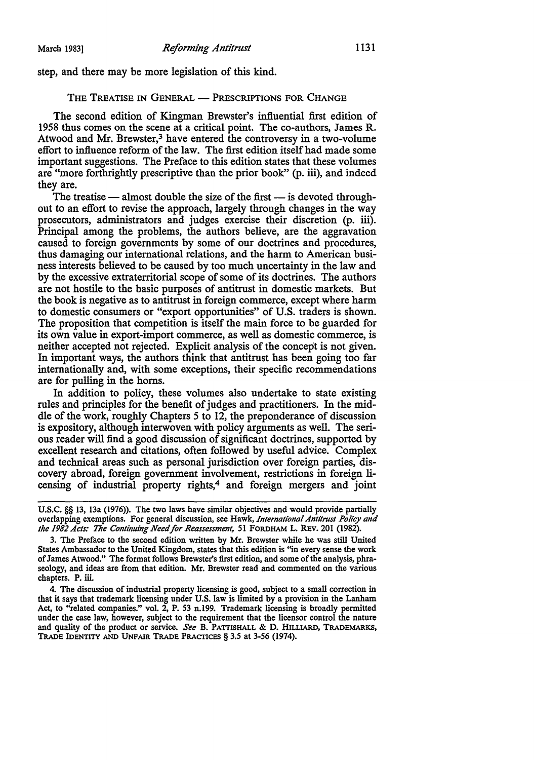step, and there may be more legislation of this kind.

### THE TREATISE IN GENERAL — PRESCRIPTIONS FOR CHANGE

The second edition of Kingman Brewster's influential first edition of 1958 thus comes on the scene at a critical point. The co-authors, James R. Atwood and Mr. Brewster,[3] have entered the controversy in a two-volume effort to influence reform of the law. The first edition itself had made some important suggestions. The Preface to this edition states that these volumes are "more forthrightly prescriptive than the prior book" (p. iii), and indeed they are.

The treatise — almost double the size of the first — is devoted throughout to an effort to revise the approach, largely through changes in the way prosecutors, administrators and judges exercise their discretion (p. iii). Principal among the problems, the authors believe, are the aggravation caused to foreign governments by some of our doctrines and procedures, thus damaging our international relations, and the harm to American business interests believed to be caused by too much uncertainty in the law and by the excessive extraterritorial scope of some of its doctrines. The authors are not hostile to the basic purposes of antitrust in domestic markets. But the book is negative as to antitrust in foreign commerce, except where harm to domestic consumers or "export opportunities" of U.S. traders is shown. The proposition that competition is itself the main force to be guarded for its own value in export-import commerce, as well as domestic commerce, is neither accepted not rejected. Explicit analysis of the concept is not given. In important ways, the authors think that antitrust has been going too far internationally and, with some exceptions, their specific recommendations are for pulling in the horns.

In addition to policy, these volumes also undertake to state existing rules and principles for the benefit of judges and practitioners. In the middle of the work, roughly Chapters 5 to 12, the preponderance of discussion is expository, although interwoven with policy arguments as well. The serious reader will find a good discussion of significant doctrines, supported by excellent research and citations, often followed by useful advice. Complex and technical areas such as personal jurisdiction over foreign parties, discovery abroad, foreign government involvement, restrictions in foreign licensing of industrial property rights,[4] and foreign mergers and joint

---

U.S.C. §§ 13, 13a (1976)). The two laws have similar objectives and would provide partially overlapping exemptions. For general discussion, see Hawk, *International Antitrust Policy and the 1982 Acts: The Continuing Need for Reassessment,* 51 FORDHAM L. REV. 201 (1982).

3. The Preface to the second edition written by Mr. Brewster while he was still United States Ambassador to the United Kingdom, states that this edition is "in every sense the work of James Atwood." The format follows Brewster's first edition, and some of the analysis, phraseology, and ideas are from that edition. Mr. Brewster read and commented on the various chapters. P. iii.

4. The discussion of industrial property licensing is good, subject to a small correction in that it says that trademark licensing under U.S. law is limited by a provision in the Lanham Act, to "related companies." vol. 2, P. 53 n.199. Trademark licensing is broadly permitted under the case law, however, subject to the requirement that the licensor control the nature and quality of the product or service. *See* B. PATTISHALL & D. HILLIARD, TRADEMARKS, TRADE IDENTITY AND UNFAIR TRADE PRACTICES § 3.5 at 3-56 (1974).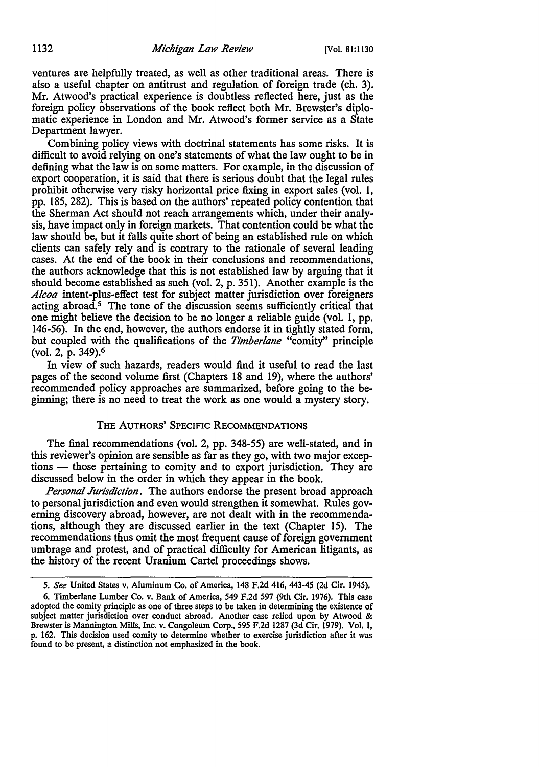ventures are helpfully treated, as well as other traditional areas. There is also a useful chapter on antitrust and regulation of foreign trade (ch. 3). Mr. Atwood's practical experience is doubtless reflected here, just as the foreign policy observations of the book reflect both Mr. Brewster's diplomatic experience in London and Mr. Atwood's former service as a State Department lawyer.

Combining policy views with doctrinal statements has some risks. It is difficult to avoid relying on one's statements of what the law ought to be in defining what the law is on some matters. For example, in the discussion of export cooperation, it is said that there is serious doubt that the legal rules prohibit otherwise very risky horizontal price fixing in export sales (vol. 1, pp. 185, 282). This is based on the authors' repeated policy contention that the Sherman Act should not reach arrangements which, under their analysis, have impact only in foreign markets. That contention could be what the law should be, but it falls quite short of being an established rule on which clients can safely rely and is contrary to the rationale of several leading cases. At the end of the book in their conclusions and recommendations, the authors acknowledge that this is not established law by arguing that it should become established as such (vol. 2, p. 351). Another example is the *Alcoa* intent-plus-effect test for subject matter jurisdiction over foreigners acting abroad.[5] The tone of the discussion seems sufficiently critical that one might believe the decision to be no longer a reliable guide (vol. 1, pp. 146-56). In the end, however, the authors endorse it in tightly stated form, but coupled with the qualifications of the *Timberlane* "comity" principle (vol. 2, p. 349).[6]

In view of such hazards, readers would find it useful to read the last pages of the second volume first (Chapters 18 and 19), where the authors' recommended policy approaches are summarized, before going to the beginning; there is no need to treat the work as one would a mystery story.

### THE AUTHORS' SPECIFIC RECOMMENDATIONS

The final recommendations (vol. 2, pp. 348-55) are well-stated, and in this reviewer's opinion are sensible as far as they go, with two major exceptions — those pertaining to comity and to export jurisdiction. They are discussed below in the order in which they appear in the book.

*Personal Jurisdiction.* The authors endorse the present broad approach to personal jurisdiction and even would strengthen it somewhat. Rules governing discovery abroad, however, are not dealt with in the recommendations, although they are discussed earlier in the text (Chapter 15). The recommendations thus omit the most frequent cause of foreign government umbrage and protest, and of practical difficulty for American litigants, as the history of the recent Uranium Cartel proceedings shows.

---

5. *See* United States v. Aluminum Co. of America, 148 F.2d 416, 443-45 (2d Cir. 1945).

6. Timberlane Lumber Co. v. Bank of America, 549 F.2d 597 (9th Cir. 1976). This case adopted the comity principle as one of three steps to be taken in determining the existence of subject matter jurisdiction over conduct abroad. Another case relied upon by Atwood & Brewster is Mannington Mills, Inc. v. Congoleum Corp., 595 F.2d 1287 (3d Cir. 1979). Vol. 1, p. 162. This decision used comity to determine whether to exercise jurisdiction after it was found to be present, a distinction not emphasized in the book.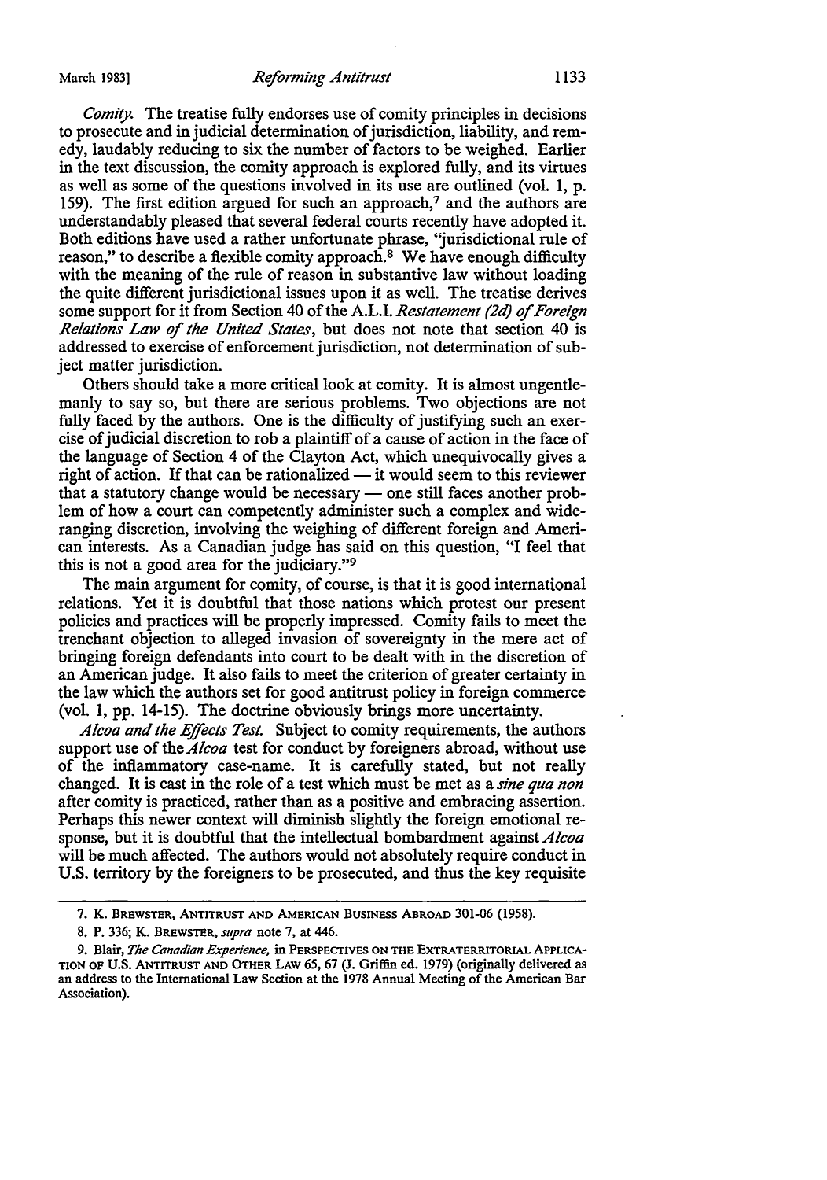*Comity*. The treatise fully endorses use of comity principles in decisions to prosecute and in judicial determination of jurisdiction, liability, and remedy, laudably reducing to six the number of factors to be weighed. Earlier in the text discussion, the comity approach is explored fully, and its virtues as well as some of the questions involved in its use are outlined (vol. 1, p. 159). The first edition argued for such an approach,[7] and the authors are understandably pleased that several federal courts recently have adopted it. Both editions have used a rather unfortunate phrase, "jurisdictional rule of reason," to describe a flexible comity approach.[8] We have enough difficulty with the meaning of the rule of reason in substantive law without loading the quite different jurisdictional issues upon it as well. The treatise derives some support for it from Section 40 of the A.L.I. *Restatement (2d) of Foreign Relations Law of the United States*, but does not note that section 40 is addressed to exercise of enforcement jurisdiction, not determination of subject matter jurisdiction.

Others should take a more critical look at comity. It is almost ungentlemanly to say so, but there are serious problems. Two objections are not fully faced by the authors. One is the difficulty of justifying such an exercise of judicial discretion to rob a plaintiff of a cause of action in the face of the language of Section 4 of the Clayton Act, which unequivocally gives a right of action. If that can be rationalized — it would seem to this reviewer that a statutory change would be necessary — one still faces another problem of how a court can competently administer such a complex and wide-ranging discretion, involving the weighing of different foreign and American interests. As a Canadian judge has said on this question, "I feel that this is not a good area for the judiciary."[9]

The main argument for comity, of course, is that it is good international relations. Yet it is doubtful that those nations which protest our present policies and practices will be properly impressed. Comity fails to meet the trenchant objection to alleged invasion of sovereignty in the mere act of bringing foreign defendants into court to be dealt with in the discretion of an American judge. It also fails to meet the criterion of greater certainty in the law which the authors set for good antitrust policy in foreign commerce (vol. 1, pp. 14-15). The doctrine obviously brings more uncertainty.

*Alcoa and the Effects Test.* Subject to comity requirements, the authors support use of the *Alcoa* test for conduct by foreigners abroad, without use of the inflammatory case-name. It is carefully stated, but not really changed. It is cast in the role of a test which must be met as a *sine qua non* after comity is practiced, rather than as a positive and embracing assertion. Perhaps this newer context will diminish slightly the foreign emotional response, but it is doubtful that the intellectual bombardment against *Alcoa* will be much affected. The authors would not absolutely require conduct in U.S. territory by the foreigners to be prosecuted, and thus the key requisite

---

7. K. BREWSTER, ANTITRUST AND AMERICAN BUSINESS ABROAD 301-06 (1958).

8. P. 336; K. BREWSTER, *supra* note 7, at 446.

9. Blair, *The Canadian Experience*, in PERSPECTIVES ON THE EXTRATERRITORIAL APPLICATION OF U.S. ANTITRUST AND OTHER LAW 65, 67 (J. Griffin ed. 1979) (originally delivered as an address to the International Law Section at the 1978 Annual Meeting of the American Bar Association).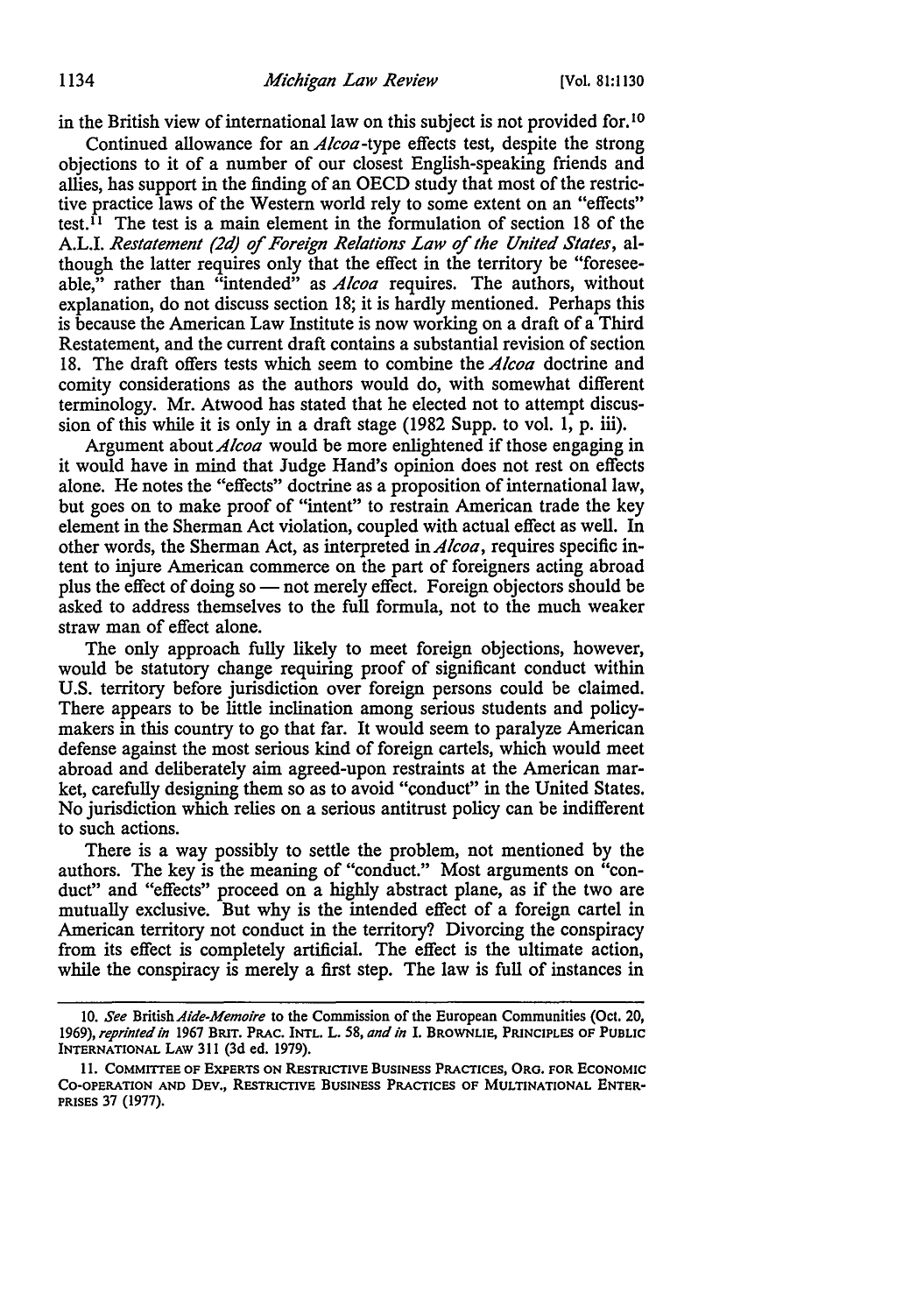in the British view of international law on this subject is not provided for.[10]

Continued allowance for an *Alcoa*-type effects test, despite the strong objections to it of a number of our closest English-speaking friends and allies, has support in the finding of an OECD study that most of the restrictive practice laws of the Western world rely to some extent on an "effects" test.[11] The test is a main element in the formulation of section 18 of the A.L.I. *Restatement (2d) of Foreign Relations Law of the United States*, although the latter requires only that the effect in the territory be "foreseeable," rather than "intended" as *Alcoa* requires. The authors, without explanation, do not discuss section 18; it is hardly mentioned. Perhaps this is because the American Law Institute is now working on a draft of a Third Restatement, and the current draft contains a substantial revision of section 18. The draft offers tests which seem to combine the *Alcoa* doctrine and comity considerations as the authors would do, with somewhat different terminology. Mr. Atwood has stated that he elected not to attempt discussion of this while it is only in a draft stage (1982 Supp. to vol. 1, p. iii).

Argument about *Alcoa* would be more enlightened if those engaging in it would have in mind that Judge Hand's opinion does not rest on effects alone. He notes the "effects" doctrine as a proposition of international law, but goes on to make proof of "intent" to restrain American trade the key element in the Sherman Act violation, coupled with actual effect as well. In other words, the Sherman Act, as interpreted in *Alcoa*, requires specific intent to injure American commerce on the part of foreigners acting abroad plus the effect of doing so — not merely effect. Foreign objectors should be asked to address themselves to the full formula, not to the much weaker straw man of effect alone.

The only approach fully likely to meet foreign objections, however, would be statutory change requiring proof of significant conduct within U.S. territory before jurisdiction over foreign persons could be claimed. There appears to be little inclination among serious students and policymakers in this country to go that far. It would seem to paralyze American defense against the most serious kind of foreign cartels, which would meet abroad and deliberately aim agreed-upon restraints at the American market, carefully designing them so as to avoid "conduct" in the United States. No jurisdiction which relies on a serious antitrust policy can be indifferent to such actions.

There is a way possibly to settle the problem, not mentioned by the authors. The key is the meaning of "conduct." Most arguments on "conduct" and "effects" proceed on a highly abstract plane, as if the two are mutually exclusive. But why is the intended effect of a foreign cartel in American territory not conduct in the territory? Divorcing the conspiracy from its effect is completely artificial. The effect is the ultimate action, while the conspiracy is merely a first step. The law is full of instances in

---

10. *See* British *Aide-Memoire* to the Commission of the European Communities (Oct. 20, 1969), *reprinted in* 1967 BRIT. PRAC. INTL. L. 58, *and in* I. BROWNLIE, PRINCIPLES OF PUBLIC INTERNATIONAL LAW 311 (3d ed. 1979).

11. COMMITTEE OF EXPERTS ON RESTRICTIVE BUSINESS PRACTICES, ORG. FOR ECONOMIC CO-OPERATION AND DEV., RESTRICTIVE BUSINESS PRACTICES OF MULTINATIONAL ENTERPRISES 37 (1977).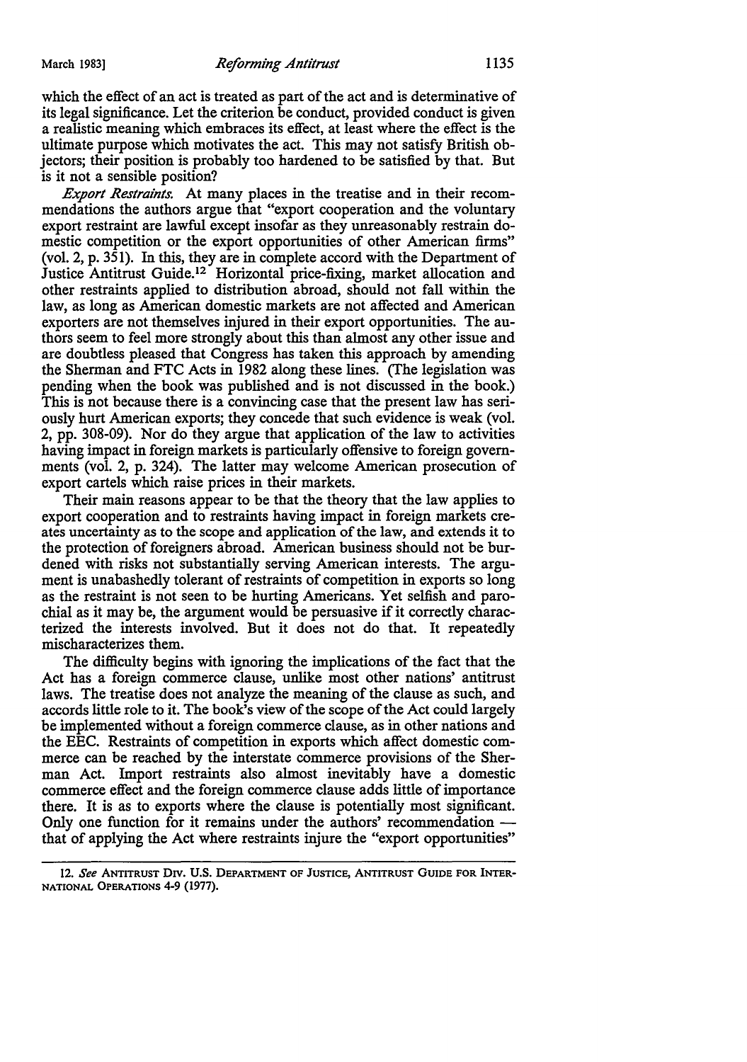which the effect of an act is treated as part of the act and is determinative of its legal significance. Let the criterion be conduct, provided conduct is given a realistic meaning which embraces its effect, at least where the effect is the ultimate purpose which motivates the act. This may not satisfy British objectors; their position is probably too hardened to be satisfied by that. But is it not a sensible position?

*Export Restraints.* At many places in the treatise and in their recommendations the authors argue that "export cooperation and the voluntary export restraint are lawful except insofar as they unreasonably restrain domestic competition or the export opportunities of other American firms" (vol. 2, p. 351). In this, they are in complete accord with the Department of Justice Antitrust Guide.[12] Horizontal price-fixing, market allocation and other restraints applied to distribution abroad, should not fall within the law, as long as American domestic markets are not affected and American exporters are not themselves injured in their export opportunities. The authors seem to feel more strongly about this than almost any other issue and are doubtless pleased that Congress has taken this approach by amending the Sherman and FTC Acts in 1982 along these lines. (The legislation was pending when the book was published and is not discussed in the book.) This is not because there is a convincing case that the present law has seriously hurt American exports; they concede that such evidence is weak (vol. 2, pp. 308-09). Nor do they argue that application of the law to activities having impact in foreign markets is particularly offensive to foreign governments (vol. 2, p. 324). The latter may welcome American prosecution of export cartels which raise prices in their markets.

Their main reasons appear to be that the theory that the law applies to export cooperation and to restraints having impact in foreign markets creates uncertainty as to the scope and application of the law, and extends it to the protection of foreigners abroad. American business should not be burdened with risks not substantially serving American interests. The argument is unabashedly tolerant of restraints of competition in exports so long as the restraint is not seen to be hurting Americans. Yet selfish and parochial as it may be, the argument would be persuasive if it correctly characterized the interests involved. But it does not do that. It repeatedly mischaracterizes them.

The difficulty begins with ignoring the implications of the fact that the Act has a foreign commerce clause, unlike most other nations' antitrust laws. The treatise does not analyze the meaning of the clause as such, and accords little role to it. The book's view of the scope of the Act could largely be implemented without a foreign commerce clause, as in other nations and the EEC. Restraints of competition in exports which affect domestic commerce can be reached by the interstate commerce provisions of the Sherman Act. Import restraints also almost inevitably have a domestic commerce effect and the foreign commerce clause adds little of importance there. It is as to exports where the clause is potentially most significant. Only one function for it remains under the authors' recommendation — that of applying the Act where restraints injure the "export opportunities"

12. *See* ANTITRUST DIV. U.S. DEPARTMENT OF JUSTICE, ANTITRUST GUIDE FOR INTERNATIONAL OPERATIONS 4-9 (1977).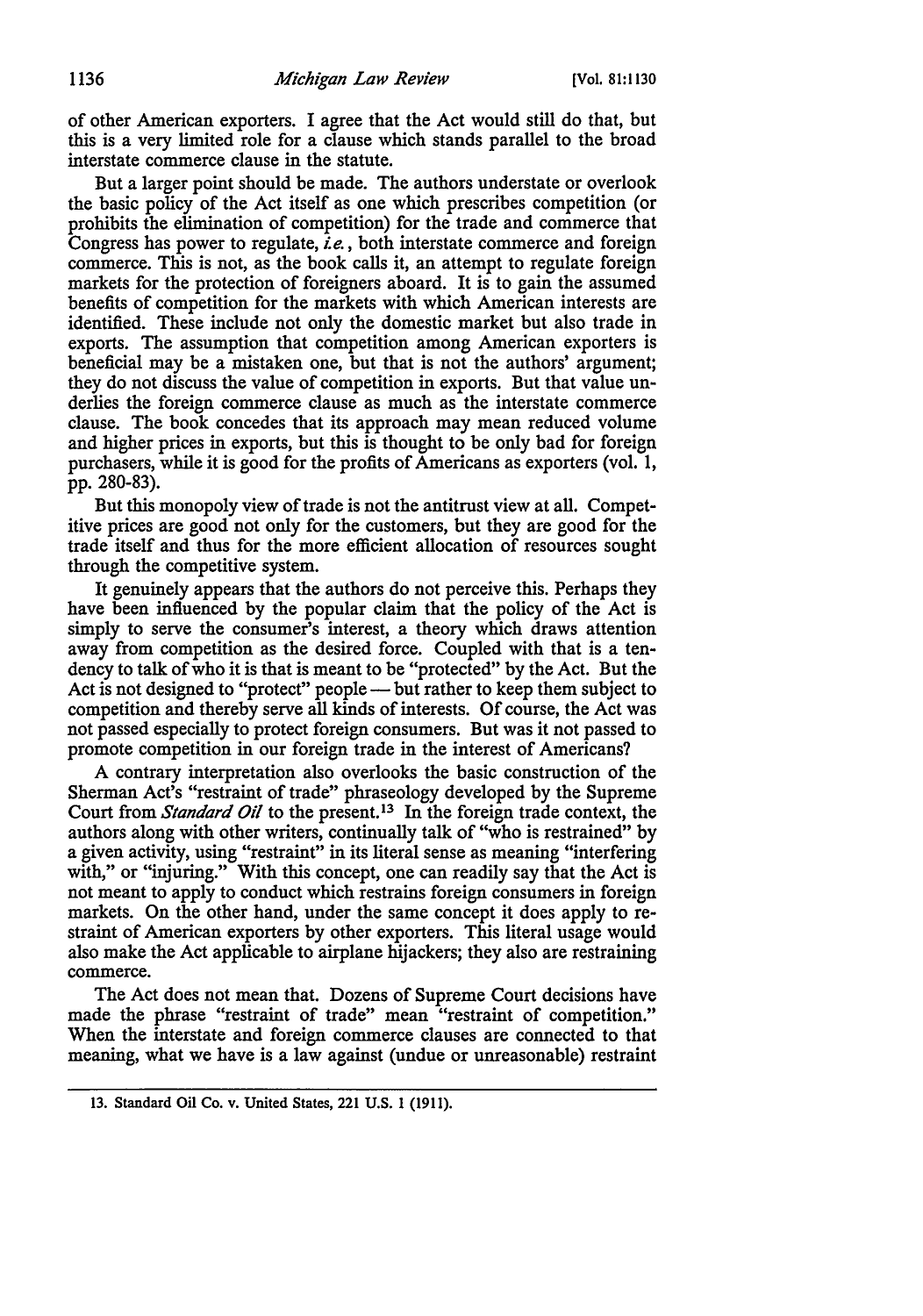of other American exporters. I agree that the Act would still do that, but this is a very limited role for a clause which stands parallel to the broad interstate commerce clause in the statute.

But a larger point should be made. The authors understate or overlook the basic policy of the Act itself as one which prescribes competition (or prohibits the elimination of competition) for the trade and commerce that Congress has power to regulate, *i.e.*, both interstate commerce and foreign commerce. This is not, as the book calls it, an attempt to regulate foreign markets for the protection of foreigners aboard. It is to gain the assumed benefits of competition for the markets with which American interests are identified. These include not only the domestic market but also trade in exports. The assumption that competition among American exporters is beneficial may be a mistaken one, but that is not the authors' argument; they do not discuss the value of competition in exports. But that value underlies the foreign commerce clause as much as the interstate commerce clause. The book concedes that its approach may mean reduced volume and higher prices in exports, but this is thought to be only bad for foreign purchasers, while it is good for the profits of Americans as exporters (vol. 1, pp. 280-83).

But this monopoly view of trade is not the antitrust view at all. Competitive prices are good not only for the customers, but they are good for the trade itself and thus for the more efficient allocation of resources sought through the competitive system.

It genuinely appears that the authors do not perceive this. Perhaps they have been influenced by the popular claim that the policy of the Act is simply to serve the consumer's interest, a theory which draws attention away from competition as the desired force. Coupled with that is a tendency to talk of who it is that is meant to be "protected" by the Act. But the Act is not designed to "protect" people — but rather to keep them subject to competition and thereby serve all kinds of interests. Of course, the Act was not passed especially to protect foreign consumers. But was it not passed to promote competition in our foreign trade in the interest of Americans?

A contrary interpretation also overlooks the basic construction of the Sherman Act's "restraint of trade" phraseology developed by the Supreme Court from *Standard Oil* to the present.[13] In the foreign trade context, the authors along with other writers, continually talk of "who is restrained" by a given activity, using "restraint" in its literal sense as meaning "interfering with," or "injuring." With this concept, one can readily say that the Act is not meant to apply to conduct which restrains foreign consumers in foreign markets. On the other hand, under the same concept it does apply to restraint of American exporters by other exporters. This literal usage would also make the Act applicable to airplane hijackers; they also are restraining commerce.

The Act does not mean that. Dozens of Supreme Court decisions have made the phrase "restraint of trade" mean "restraint of competition." When the interstate and foreign commerce clauses are connected to that meaning, what we have is a law against (undue or unreasonable) restraint

13. Standard Oil Co. v. United States, 221 U.S. 1 (1911).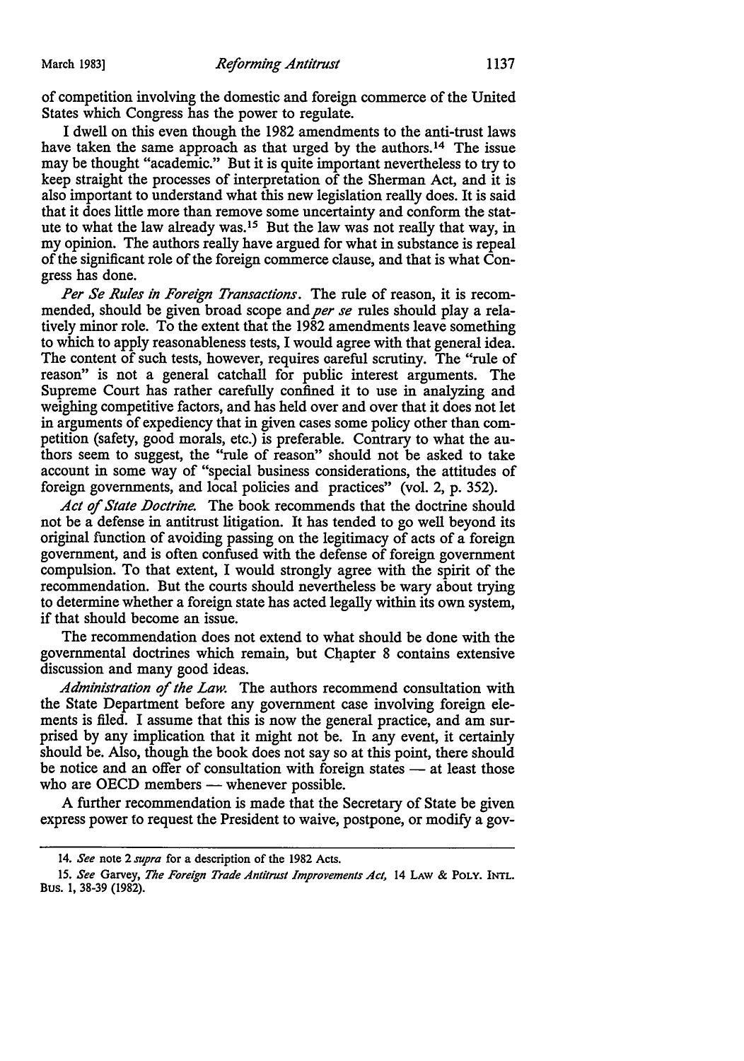of competition involving the domestic and foreign commerce of the United States which Congress has the power to regulate.

I dwell on this even though the 1982 amendments to the anti-trust laws have taken the same approach as that urged by the authors.[14] The issue may be thought "academic." But it is quite important nevertheless to try to keep straight the processes of interpretation of the Sherman Act, and it is also important to understand what this new legislation really does. It is said that it does little more than remove some uncertainty and conform the statute to what the law already was.[15] But the law was not really that way, in my opinion. The authors really have argued for what in substance is repeal of the significant role of the foreign commerce clause, and that is what Congress has done.

*Per Se Rules in Foreign Transactions*. The rule of reason, it is recommended, should be given broad scope and *per se* rules should play a relatively minor role. To the extent that the 1982 amendments leave something to which to apply reasonableness tests, I would agree with that general idea. The content of such tests, however, requires careful scrutiny. The "rule of reason" is not a general catchall for public interest arguments. The Supreme Court has rather carefully confined it to use in analyzing and weighing competitive factors, and has held over and over that it does not let in arguments of expediency that in given cases some policy other than competition (safety, good morals, etc.) is preferable. Contrary to what the authors seem to suggest, the "rule of reason" should not be asked to take account in some way of "special business considerations, the attitudes of foreign governments, and local policies and practices" (vol. 2, p. 352).

*Act of State Doctrine*. The book recommends that the doctrine should not be a defense in antitrust litigation. It has tended to go well beyond its original function of avoiding passing on the legitimacy of acts of a foreign government, and is often confused with the defense of foreign government compulsion. To that extent, I would strongly agree with the spirit of the recommendation. But the courts should nevertheless be wary about trying to determine whether a foreign state has acted legally within its own system, if that should become an issue.

The recommendation does not extend to what should be done with the governmental doctrines which remain, but Chapter 8 contains extensive discussion and many good ideas.

*Administration of the Law*. The authors recommend consultation with the State Department before any government case involving foreign elements is filed. I assume that this is now the general practice, and am surprised by any implication that it might not be. In any event, it certainly should be. Also, though the book does not say so at this point, there should be notice and an offer of consultation with foreign states — at least those who are OECD members — whenever possible.

A further recommendation is made that the Secretary of State be given express power to request the President to waive, postpone, or modify a gov-

---

14. *See* note 2 *supra* for a description of the 1982 Acts.

15. *See* Garvey, *The Foreign Trade Antitrust Improvements Act*, 14 LAW & POLY. INTL. BUS. 1, 38-39 (1982).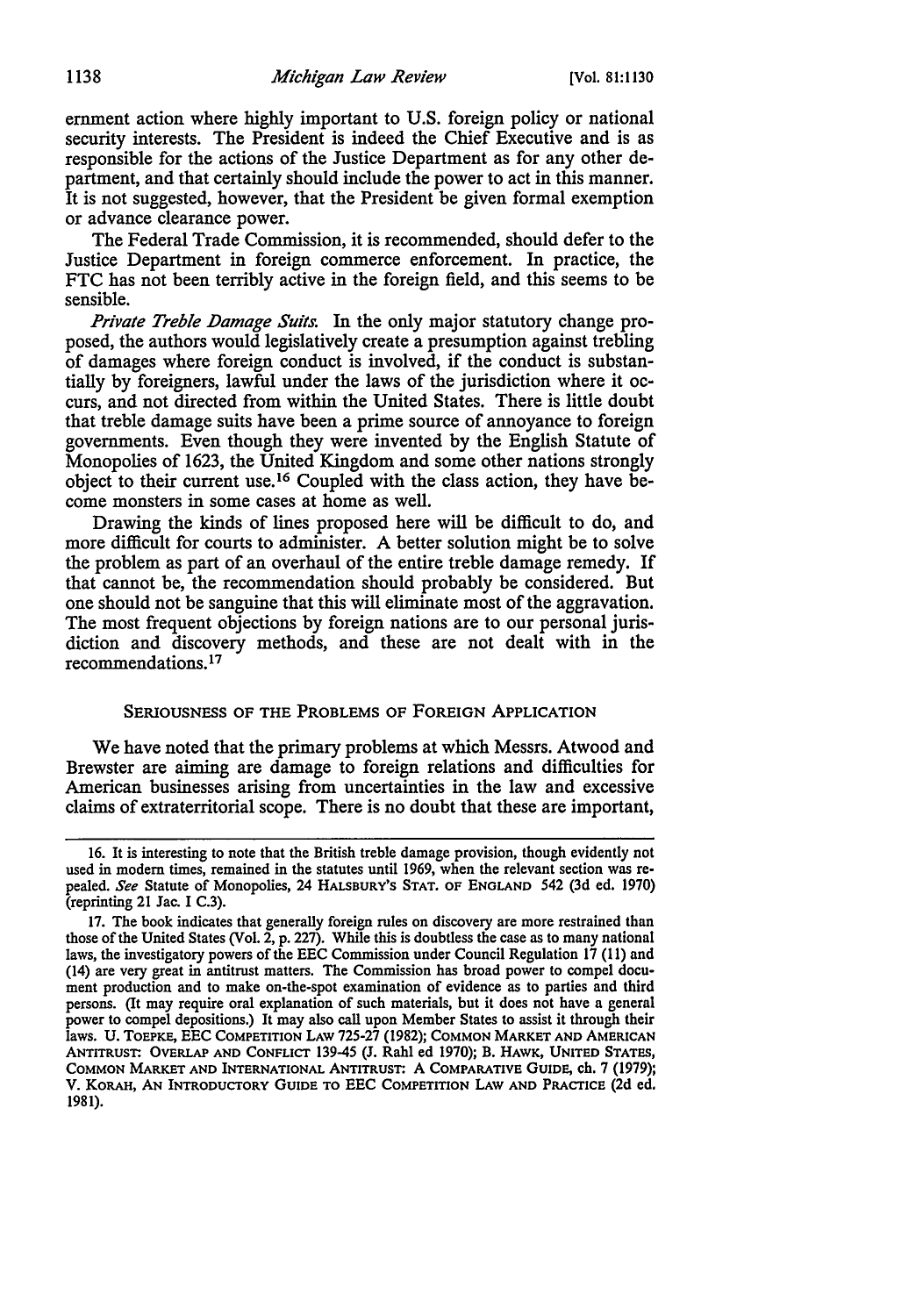ernment action where highly important to U.S. foreign policy or national security interests. The President is indeed the Chief Executive and is as responsible for the actions of the Justice Department as for any other department, and that certainly should include the power to act in this manner. It is not suggested, however, that the President be given formal exemption or advance clearance power.

The Federal Trade Commission, it is recommended, should defer to the Justice Department in foreign commerce enforcement. In practice, the FTC has not been terribly active in the foreign field, and this seems to be sensible.

*Private Treble Damage Suits*. In the only major statutory change proposed, the authors would legislatively create a presumption against trebling of damages where foreign conduct is involved, if the conduct is substantially by foreigners, lawful under the laws of the jurisdiction where it occurs, and not directed from within the United States. There is little doubt that treble damage suits have been a prime source of annoyance to foreign governments. Even though they were invented by the English Statute of Monopolies of 1623, the United Kingdom and some other nations strongly object to their current use.[16] Coupled with the class action, they have become monsters in some cases at home as well.

Drawing the kinds of lines proposed here will be difficult to do, and more difficult for courts to administer. A better solution might be to solve the problem as part of an overhaul of the entire treble damage remedy. If that cannot be, the recommendation should probably be considered. But one should not be sanguine that this will eliminate most of the aggravation. The most frequent objections by foreign nations are to our personal jurisdiction and discovery methods, and these are not dealt with in the recommendations.[17]

### SERIOUSNESS OF THE PROBLEMS OF FOREIGN APPLICATION

We have noted that the primary problems at which Messrs. Atwood and Brewster are aiming are damage to foreign relations and difficulties for American businesses arising from uncertainties in the law and excessive claims of extraterritorial scope. There is no doubt that these are important,

---

16. It is interesting to note that the British treble damage provision, though evidently not used in modern times, remained in the statutes until 1969, when the relevant section was repealed. *See* Statute of Monopolies, 24 HALSBURY'S STAT. OF ENGLAND 542 (3d ed. 1970) (reprinting 21 Jac. I C.3).

17. The book indicates that generally foreign rules on discovery are more restrained than those of the United States (Vol. 2, p. 227). While this is doubtless the case as to many national laws, the investigatory powers of the EEC Commission under Council Regulation 17 (11) and (14) are very great in antitrust matters. The Commission has broad power to compel document production and to make on-the-spot examination of evidence as to parties and third persons. (It may require oral explanation of such materials, but it does not have a general power to compel depositions.) It may also call upon Member States to assist it through their laws. U. TOEPKE, EEC COMPETITION LAW 725-27 (1982); COMMON MARKET AND AMERICAN ANTITRUST: OVERLAP AND CONFLICT 139-45 (J. Rahl ed 1970); B. HAWK, UNITED STATES, COMMON MARKET AND INTERNATIONAL ANTITRUST: A COMPARATIVE GUIDE, ch. 7 (1979); V. KORAH, AN INTRODUCTORY GUIDE TO EEC COMPETITION LAW AND PRACTICE (2d ed. 1981).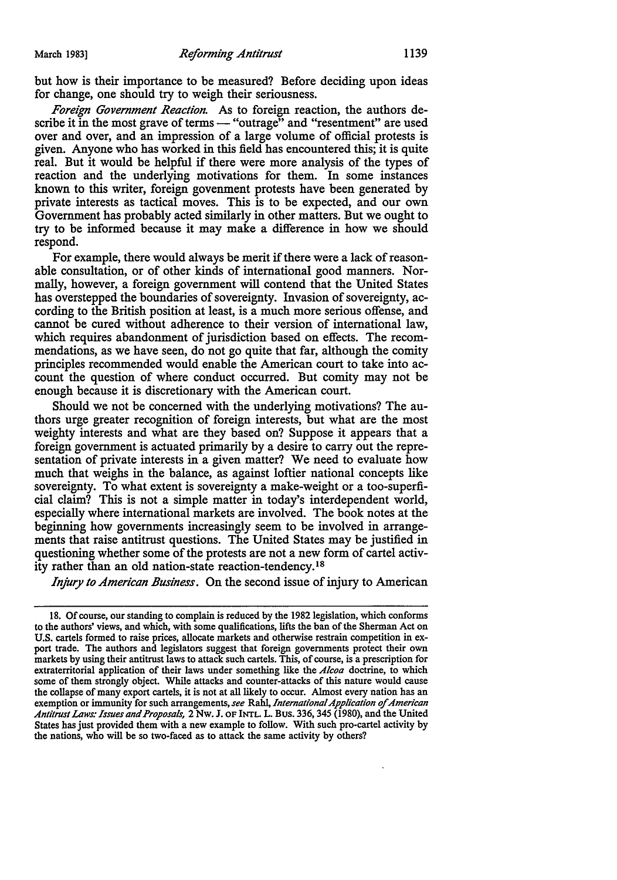but how is their importance to be measured? Before deciding upon ideas for change, one should try to weigh their seriousness.

*Foreign Government Reaction.* As to foreign reaction, the authors describe it in the most grave of terms — "outrage" and "resentment" are used over and over, and an impression of a large volume of official protests is given. Anyone who has worked in this field has encountered this; it is quite real. But it would be helpful if there were more analysis of the types of reaction and the underlying motivations for them. In some instances known to this writer, foreign govenment protests have been generated by private interests as tactical moves. This is to be expected, and our own Government has probably acted similarly in other matters. But we ought to try to be informed because it may make a difference in how we should respond.

For example, there would always be merit if there were a lack of reasonable consultation, or of other kinds of international good manners. Normally, however, a foreign government will contend that the United States has overstepped the boundaries of sovereignty. Invasion of sovereignty, according to the British position at least, is a much more serious offense, and cannot be cured without adherence to their version of international law, which requires abandonment of jurisdiction based on effects. The recommendations, as we have seen, do not go quite that far, although the comity principles recommended would enable the American court to take into account the question of where conduct occurred. But comity may not be enough because it is discretionary with the American court.

Should we not be concerned with the underlying motivations? The authors urge greater recognition of foreign interests, but what are the most weighty interests and what are they based on? Suppose it appears that a foreign government is actuated primarily by a desire to carry out the representation of private interests in a given matter? We need to evaluate how much that weighs in the balance, as against loftier national concepts like sovereignty. To what extent is sovereignty a make-weight or a too-superficial claim? This is not a simple matter in today's interdependent world, especially where international markets are involved. The book notes at the beginning how governments increasingly seem to be involved in arrangements that raise antitrust questions. The United States may be justified in questioning whether some of the protests are not a new form of cartel activity rather than an old nation-state reaction-tendency.[18]

*Injury to American Business.* On the second issue of injury to American

18. Of course, our standing to complain is reduced by the 1982 legislation, which conforms to the authors' views, and which, with some qualifications, lifts the ban of the Sherman Act on U.S. cartels formed to raise prices, allocate markets and otherwise restrain competition in export trade. The authors and legislators suggest that foreign governments protect their own markets by using their antitrust laws to attack such cartels. This, of course, is a prescription for extraterritorial application of their laws under something like the *Alcoa* doctrine, to which some of them strongly object. While attacks and counter-attacks of this nature would cause the collapse of many export cartels, it is not at all likely to occur. Almost every nation has an exemption or immunity for such arrangements, *see* Rahl, *International Application of American Antitrust Laws: Issues and Proposals,* 2 Nw. J. OF INTL. L. BUS. 336, 345 (1980), and the United States has just provided them with a new example to follow. With such pro-cartel activity by the nations, who will be so two-faced as to attack the same activity by others?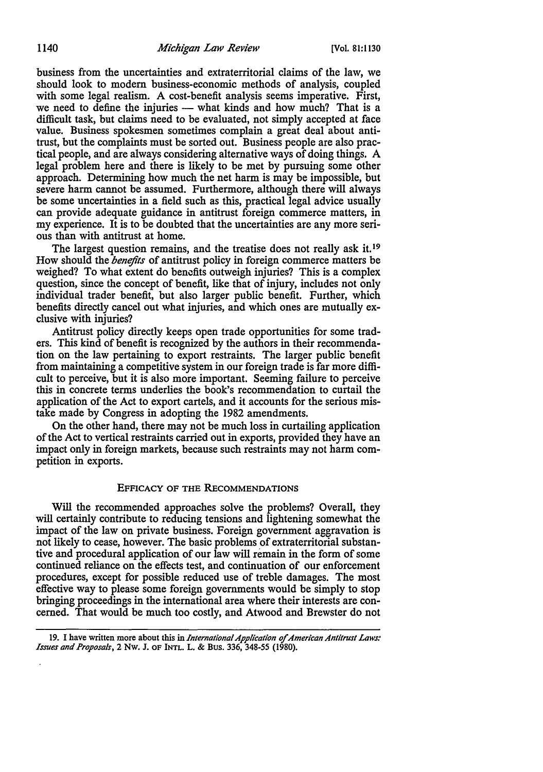business from the uncertainties and extraterritorial claims of the law, we should look to modern business-economic methods of analysis, coupled with some legal realism. A cost-benefit analysis seems imperative. First, we need to define the injuries — what kinds and how much? That is a difficult task, but claims need to be evaluated, not simply accepted at face value. Business spokesmen sometimes complain a great deal about antitrust, but the complaints must be sorted out. Business people are also practical people, and are always considering alternative ways of doing things. A legal problem here and there is likely to be met by pursuing some other approach. Determining how much the net harm is may be impossible, but severe harm cannot be assumed. Furthermore, although there will always be some uncertainties in a field such as this, practical legal advice usually can provide adequate guidance in antitrust foreign commerce matters, in my experience. It is to be doubted that the uncertainties are any more serious than with antitrust at home.

The largest question remains, and the treatise does not really ask it.[19] How should the *benefits* of antitrust policy in foreign commerce matters be weighed? To what extent do benefits outweigh injuries? This is a complex question, since the concept of benefit, like that of injury, includes not only individual trader benefit, but also larger public benefit. Further, which benefits directly cancel out what injuries, and which ones are mutually exclusive with injuries?

Antitrust policy directly keeps open trade opportunities for some traders. This kind of benefit is recognized by the authors in their recommendation on the law pertaining to export restraints. The larger public benefit from maintaining a competitive system in our foreign trade is far more difficult to perceive, but it is also more important. Seeming failure to perceive this in concrete terms underlies the book's recommendation to curtail the application of the Act to export cartels, and it accounts for the serious mistake made by Congress in adopting the 1982 amendments.

On the other hand, there may not be much loss in curtailing application of the Act to vertical restraints carried out in exports, provided they have an impact only in foreign markets, because such restraints may not harm competition in exports.

## Efficacy of the Recommendations

Will the recommended approaches solve the problems? Overall, they will certainly contribute to reducing tensions and lightening somewhat the impact of the law on private business. Foreign government aggravation is not likely to cease, however. The basic problems of extraterritorial substantive and procedural application of our law will remain in the form of some continued reliance on the effects test, and continuation of our enforcement procedures, except for possible reduced use of treble damages. The most effective way to please some foreign governments would be simply to stop bringing proceedings in the international area where their interests are concerned. That would be much too costly, and Atwood and Brewster do not

---

19. I have written more about this in *International Application of American Antitrust Laws: Issues and Proposals*, 2 Nw. J. of Int'l L. & Bus. 336, 348-55 (1980).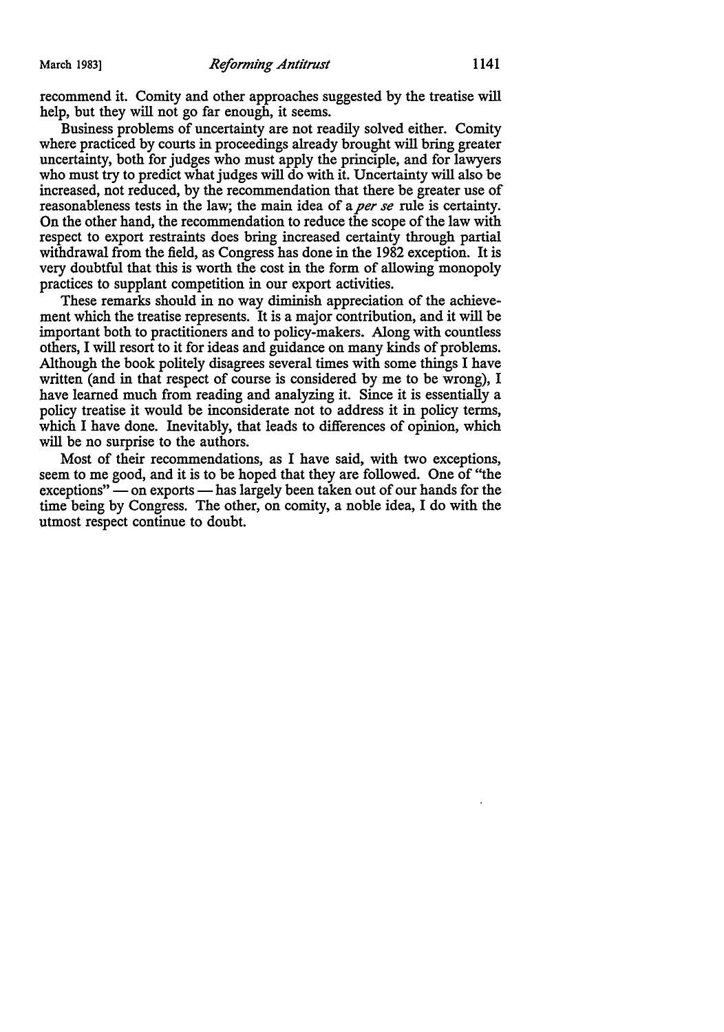recommend it. Comity and other approaches suggested by the treatise will help, but they will not go far enough, it seems.

Business problems of uncertainty are not readily solved either. Comity where practiced by courts in proceedings already brought will bring greater uncertainty, both for judges who must apply the principle, and for lawyers who must try to predict what judges will do with it. Uncertainty will also be increased, not reduced, by the recommendation that there be greater use of reasonableness tests in the law; the main idea of a *per se* rule is certainty. On the other hand, the recommendation to reduce the scope of the law with respect to export restraints does bring increased certainty through partial withdrawal from the field, as Congress has done in the 1982 exception. It is very doubtful that this is worth the cost in the form of allowing monopoly practices to supplant competition in our export activities.

These remarks should in no way diminish appreciation of the achievement which the treatise represents. It is a major contribution, and it will be important both to practitioners and to policy-makers. Along with countless others, I will resort to it for ideas and guidance on many kinds of problems. Although the book politely disagrees several times with some things I have written (and in that respect of course is considered by me to be wrong), I have learned much from reading and analyzing it. Since it is essentially a policy treatise it would be inconsiderate not to address it in policy terms, which I have done. Inevitably, that leads to differences of opinion, which will be no surprise to the authors.

Most of their recommendations, as I have said, with two exceptions, seem to me good, and it is to be hoped that they are followed. One of "the exceptions" — on exports — has largely been taken out of our hands for the time being by Congress. The other, on comity, a noble idea, I do with the utmost respect continue to doubt.